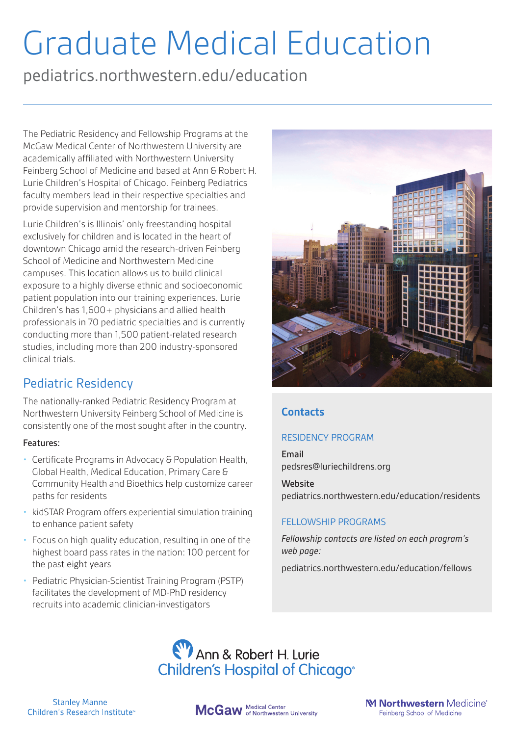# Graduate Medical Education

pediatrics.northwestern.edu/education

The Pediatric Residency and Fellowship Programs at the McGaw Medical Center of Northwestern University are academically affiliated with Northwestern University Feinberg School of Medicine and based at Ann & Robert H. Lurie Children's Hospital of Chicago. Feinberg Pediatrics faculty members lead in their respective specialties and provide supervision and mentorship for trainees.

Lurie Children's is Illinois' only freestanding hospital exclusively for children and is located in the heart of downtown Chicago amid the research-driven Feinberg School of Medicine and Northwestern Medicine campuses. This location allows us to build clinical exposure to a highly diverse ethnic and socioeconomic patient population into our training experiences. Lurie Children's has 1,600+ physicians and allied health professionals in 70 pediatric specialties and is currently conducting more than 1,500 patient-related research studies, including more than 200 industry-sponsored clinical trials.

## Pediatric Residency

The nationally-ranked Pediatric Residency Program at Northwestern University Feinberg School of Medicine is consistently one of the most sought after in the country.

**Features:**

- Certificate Programs in Advocacy & Population Health, Global Health, Medical Education, Primary Care & Community Health and Bioethics help customize career paths for residents
- kidSTAR Program offers experiential simulation training to enhance patient safety
- Focus on high quality education, resulting in one of the highest board pass rates in the nation: 100 percent for the past eight years
- Pediatric Physician-Scientist Training Program (PSTP) facilitates the development of MD-PhD residency recruits into academic clinician-investigators

## Contacts

### RESIDENCY PROGRAM

**Email**
pedsres@luriechildrens.org

**Website**
pediatrics.northwestern.edu/education/residents

### FELLOWSHIP PROGRAMS

*Fellowship contacts are listed on each program's web page:*

pediatrics.northwestern.edu/education/fellows

Ann & Robert H. Lurie Children's Hospital of Chicago

Stanley Manne Children's Research Institute

McGaw Medical Center of Northwestern University

Northwestern Medicine Feinberg School of Medicine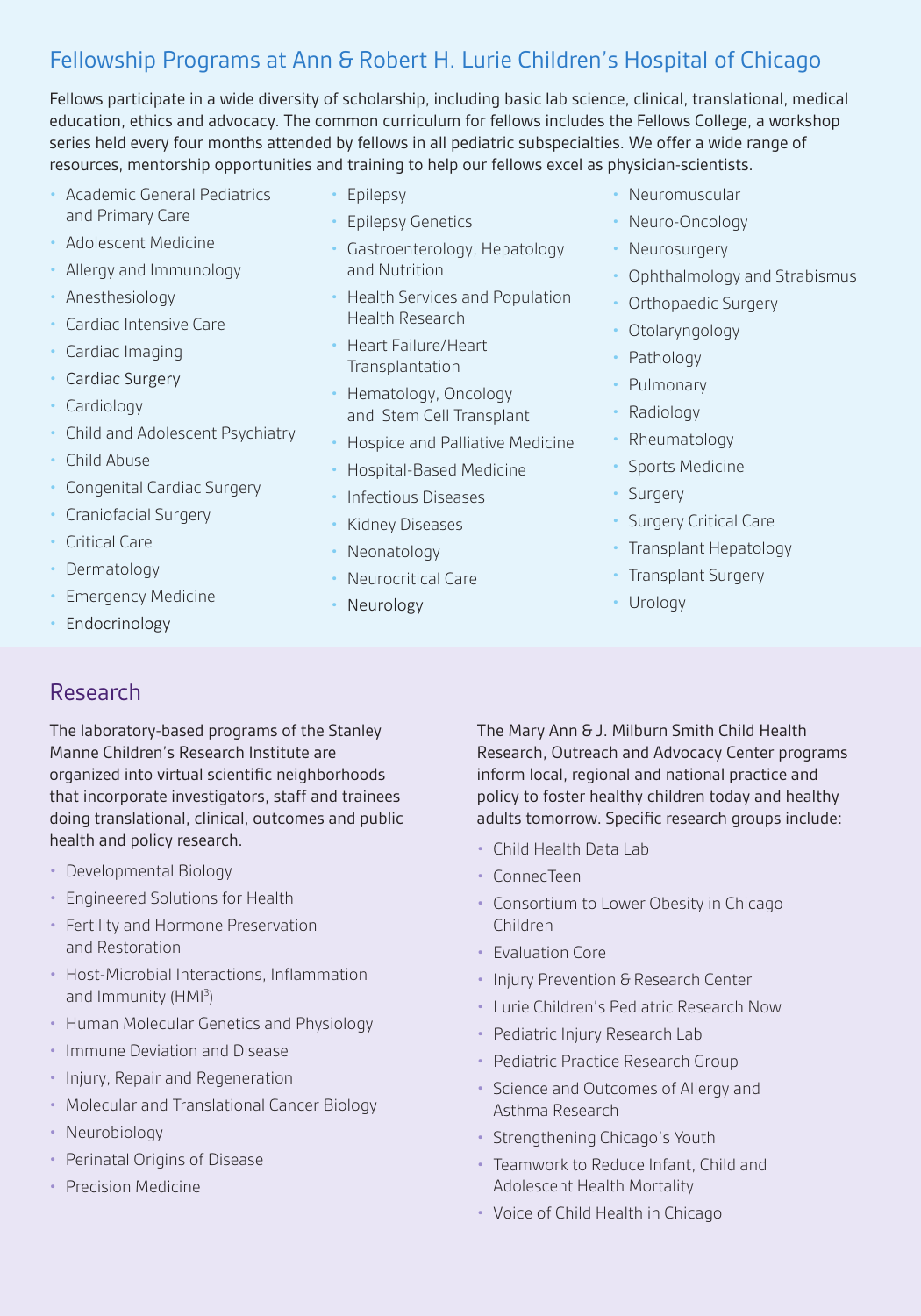## Fellowship Programs at Ann & Robert H. Lurie Children's Hospital of Chicago

Fellows participate in a wide diversity of scholarship, including basic lab science, clinical, translational, medical education, ethics and advocacy. The common curriculum for fellows includes the Fellows College, a workshop series held every four months attended by fellows in all pediatric subspecialties. We offer a wide range of resources, mentorship opportunities and training to help our fellows excel as physician-scientists.

- Academic General Pediatrics and Primary Care
- Adolescent Medicine
- Allergy and Immunology
- Anesthesiology
- Cardiac Intensive Care
- Cardiac Imaging
- Cardiac Surgery
- Cardiology
- Child and Adolescent Psychiatry
- Child Abuse
- Congenital Cardiac Surgery
- Craniofacial Surgery
- Critical Care
- Dermatology
- Emergency Medicine
- Endocrinology
- Epilepsy
- Epilepsy Genetics
- Gastroenterology, Hepatology and Nutrition
- Health Services and Population Health Research
- Heart Failure/Heart Transplantation
- Hematology, Oncology and Stem Cell Transplant
- Hospice and Palliative Medicine
- Hospital-Based Medicine
- Infectious Diseases
- Kidney Diseases
- Neonatology
- Neurocritical Care
- Neurology
- Neuromuscular
- Neuro-Oncology
- Neurosurgery
- Ophthalmology and Strabismus
- Orthopaedic Surgery
- Otolaryngology
- Pathology
- Pulmonary
- Radiology
- Rheumatology
- Sports Medicine
- Surgery
- Surgery Critical Care
- Transplant Hepatology
- Transplant Surgery
- Urology

## Research

The laboratory-based programs of the Stanley Manne Children's Research Institute are organized into virtual scientific neighborhoods that incorporate investigators, staff and trainees doing translational, clinical, outcomes and public health and policy research.

- Developmental Biology
- Engineered Solutions for Health
- Fertility and Hormone Preservation and Restoration
- Host-Microbial Interactions, Inflammation and Immunity (HMI$^3$)
- Human Molecular Genetics and Physiology
- Immune Deviation and Disease
- Injury, Repair and Regeneration
- Molecular and Translational Cancer Biology
- Neurobiology
- Perinatal Origins of Disease
- Precision Medicine

The Mary Ann & J. Milburn Smith Child Health Research, Outreach and Advocacy Center programs inform local, regional and national practice and policy to foster healthy children today and healthy adults tomorrow. Specific research groups include:

- Child Health Data Lab
- ConnecTeen
- Consortium to Lower Obesity in Chicago Children
- Evaluation Core
- Injury Prevention & Research Center
- Lurie Children's Pediatric Research Now
- Pediatric Injury Research Lab
- Pediatric Practice Research Group
- Science and Outcomes of Allergy and Asthma Research
- Strengthening Chicago's Youth
- Teamwork to Reduce Infant, Child and Adolescent Health Mortality
- Voice of Child Health in Chicago